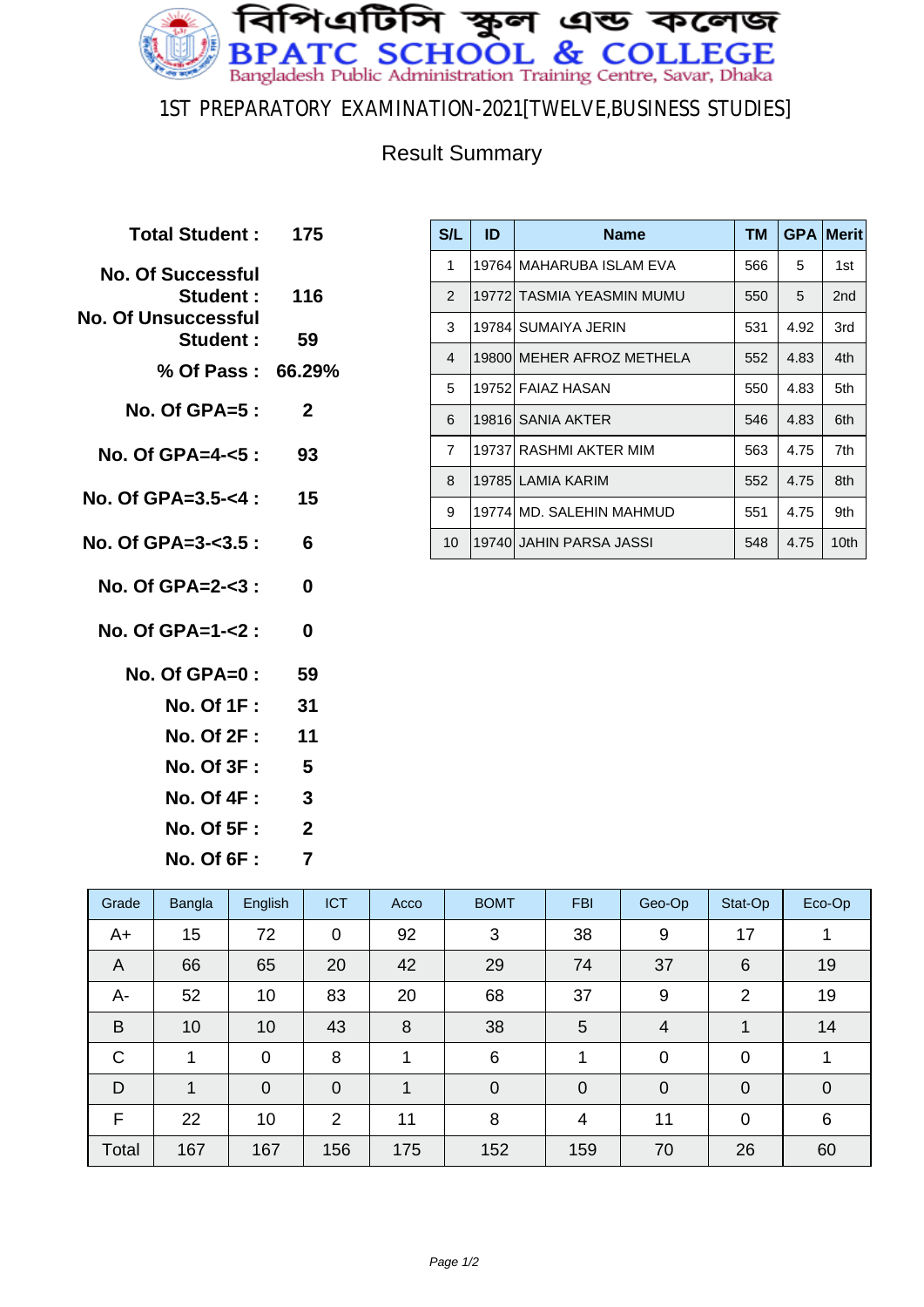# বিপিএটিসি স্কুল এন্ড কলেজ

# BPATC SCHOOL & COLLEGE

Bangladesh Public Administration Training Centre, Savar, Dhaka

## 1ST PREPARATORY EXAMINATION-2021[TWELVE,BUSINESS STUDIES]

### Result Summary

**Total Student :** 175

**No. Of Successful Student :** 116

**No. Of Unsuccessful Student :** 59

**% Of Pass :** 66.29%

**No. Of GPA=5 :** 2

**No. Of GPA=4-<5 :** 93

**No. Of GPA=3.5-<4 :** 15

**No. Of GPA=3-<3.5 :** 6

**No. Of GPA=2-<3 :** 0

**No. Of GPA=1-<2 :** 0

**No. Of GPA=0 :** 59

**No. Of 1F :** 31

**No. Of 2F :** 11

**No. Of 3F :** 5

**No. Of 4F :** 3

**No. Of 5F :** 2

**No. Of 6F :** 7

| S/L | ID | Name | TM | GPA | Merit |
|---|---|---|---|---|---|
| 1 | 19764 | MAHARUBA ISLAM EVA | 566 | 5 | 1st |
| 2 | 19772 | TASMIA YEASMIN MUMU | 550 | 5 | 2nd |
| 3 | 19784 | SUMAIYA JERIN | 531 | 4.92 | 3rd |
| 4 | 19800 | MEHER AFROZ METHELA | 552 | 4.83 | 4th |
| 5 | 19752 | FAIAZ HASAN | 550 | 4.83 | 5th |
| 6 | 19816 | SANIA AKTER | 546 | 4.83 | 6th |
| 7 | 19737 | RASHMI AKTER MIM | 563 | 4.75 | 7th |
| 8 | 19785 | LAMIA KARIM | 552 | 4.75 | 8th |
| 9 | 19774 | MD. SALEHIN MAHMUD | 551 | 4.75 | 9th |
| 10 | 19740 | JAHIN PARSA JASSI | 548 | 4.75 | 10th |

| Grade | Bangla | English | ICT | Acco | BOMT | FBI | Geo-Op | Stat-Op | Eco-Op |
|---|---|---|---|---|---|---|---|---|---|
| A+ | 15 | 72 | 0 | 92 | 3 | 38 | 9 | 17 | 1 |
| A | 66 | 65 | 20 | 42 | 29 | 74 | 37 | 6 | 19 |
| A- | 52 | 10 | 83 | 20 | 68 | 37 | 9 | 2 | 19 |
| B | 10 | 10 | 43 | 8 | 38 | 5 | 4 | 1 | 14 |
| C | 1 | 0 | 8 | 1 | 6 | 1 | 0 | 0 | 1 |
| D | 1 | 0 | 0 | 1 | 0 | 0 | 0 | 0 | 0 |
| F | 22 | 10 | 2 | 11 | 8 | 4 | 11 | 0 | 6 |
| Total | 167 | 167 | 156 | 175 | 152 | 159 | 70 | 26 | 60 |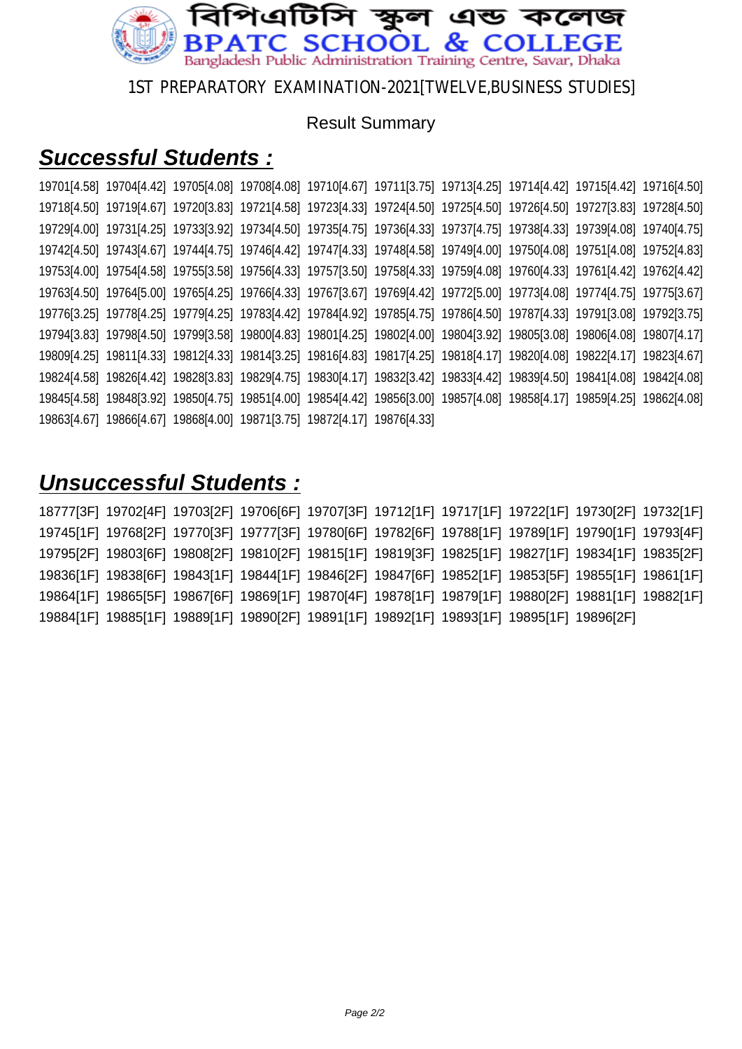বিপিএটিসি স্কুল এন্ড কলেজ

BPATC SCHOOL & COLLEGE

Bangladesh Public Administration Training Centre, Savar, Dhaka

1ST PREPARATORY EXAMINATION-2021[TWELVE,BUSINESS STUDIES]

Result Summary

## Successful Students :

19701[4.58] 19704[4.42] 19705[4.08] 19708[4.08] 19710[4.67] 19711[3.75] 19713[4.25] 19714[4.42] 19715[4.42] 19716[4.50] 19718[4.50] 19719[4.67] 19720[3.83] 19721[4.58] 19723[4.33] 19724[4.50] 19725[4.50] 19726[4.50] 19727[3.83] 19728[4.50] 19729[4.00] 19731[4.25] 19733[3.92] 19734[4.50] 19735[4.75] 19736[4.33] 19737[4.75] 19738[4.33] 19739[4.08] 19740[4.75] 19742[4.50] 19743[4.67] 19744[4.75] 19746[4.42] 19747[4.33] 19748[4.58] 19749[4.00] 19750[4.08] 19751[4.08] 19752[4.83] 19753[4.00] 19754[4.58] 19755[3.58] 19756[4.33] 19757[3.50] 19758[4.33] 19759[4.08] 19760[4.33] 19761[4.42] 19762[4.42] 19763[4.50] 19764[5.00] 19765[4.25] 19766[4.33] 19767[3.67] 19769[4.42] 19772[5.00] 19773[4.08] 19774[4.75] 19775[3.67] 19776[3.25] 19778[4.25] 19779[4.25] 19783[4.42] 19784[4.92] 19785[4.75] 19786[4.50] 19787[4.33] 19791[3.08] 19792[3.75] 19794[3.83] 19798[4.50] 19799[3.58] 19800[4.83] 19801[4.25] 19802[4.00] 19804[3.92] 19805[3.08] 19806[4.08] 19807[4.17] 19809[4.25] 19811[4.33] 19812[4.33] 19814[3.25] 19816[4.83] 19817[4.25] 19818[4.17] 19820[4.08] 19822[4.17] 19823[4.67] 19824[4.58] 19826[4.42] 19828[3.83] 19829[4.75] 19830[4.17] 19832[3.42] 19833[4.42] 19839[4.50] 19841[4.08] 19842[4.08] 19845[4.58] 19848[3.92] 19850[4.75] 19851[4.00] 19854[4.42] 19856[3.00] 19857[4.08] 19858[4.17] 19859[4.25] 19862[4.08] 19863[4.67] 19866[4.67] 19868[4.00] 19871[3.75] 19872[4.17] 19876[4.33]

## Unsuccessful Students :

18777[3F] 19702[4F] 19703[2F] 19706[6F] 19707[3F] 19712[1F] 19717[1F] 19722[1F] 19730[2F] 19732[1F] 19745[1F] 19768[2F] 19770[3F] 19777[3F] 19780[6F] 19782[6F] 19788[1F] 19789[1F] 19790[1F] 19793[4F] 19795[2F] 19803[6F] 19808[2F] 19810[2F] 19815[1F] 19819[3F] 19825[1F] 19827[1F] 19834[1F] 19835[2F] 19836[1F] 19838[6F] 19843[1F] 19844[1F] 19846[2F] 19847[6F] 19852[1F] 19853[5F] 19855[1F] 19861[1F] 19864[1F] 19865[5F] 19867[6F] 19869[1F] 19870[4F] 19878[1F] 19879[1F] 19880[2F] 19881[1F] 19882[1F] 19884[1F] 19885[1F] 19889[1F] 19890[2F] 19891[1F] 19892[1F] 19893[1F] 19895[1F] 19896[2F]